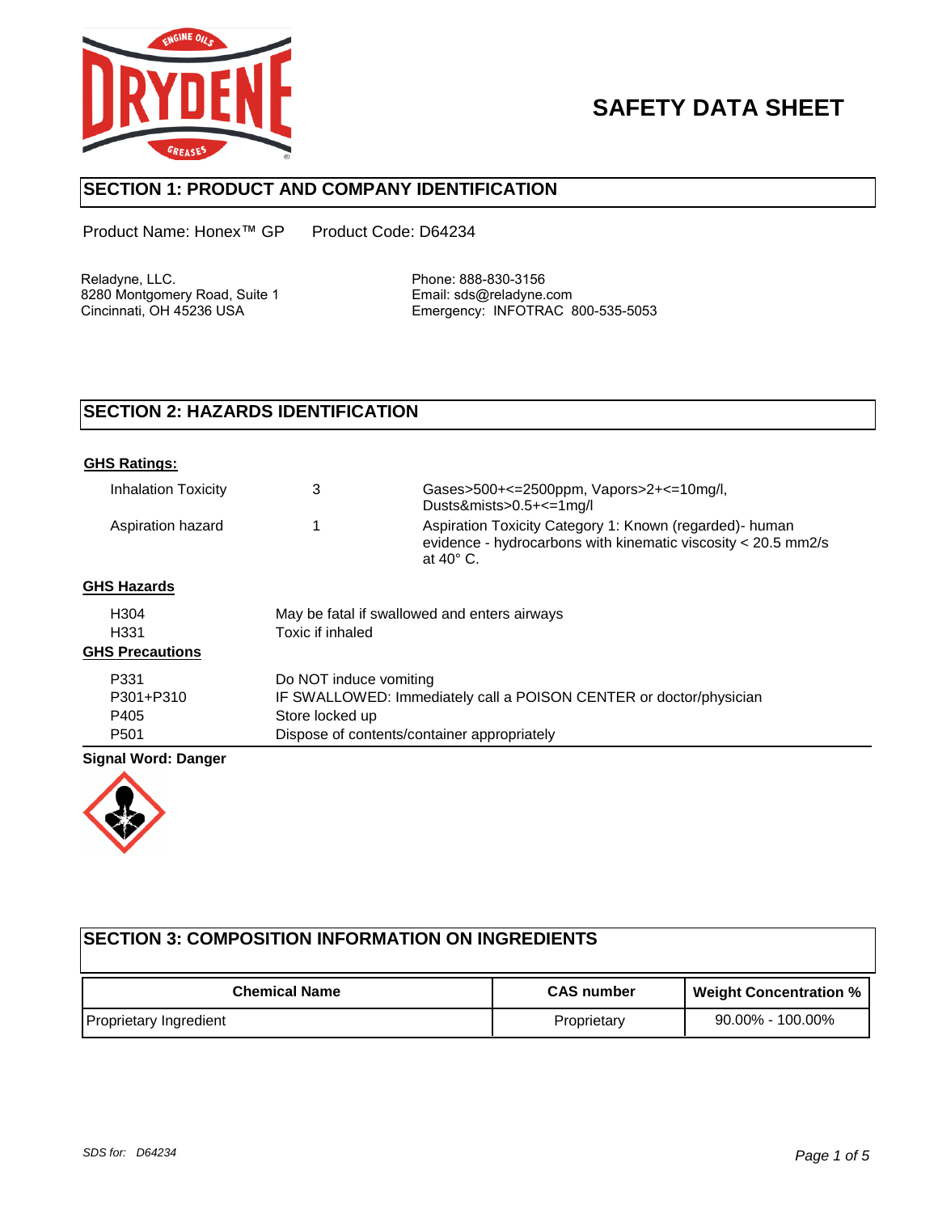# SAFETY DATA SHEET

## SECTION 1: PRODUCT AND COMPANY IDENTIFICATION

Product Name: Honex™ GP     Product Code: D64234

Reladyne, LLC.
8280 Montgomery Road, Suite 1
Cincinnati, OH 45236 USA

Phone: 888-830-3156
Email: sds@reladyne.com
Emergency: INFOTRAC 800-535-5053

## SECTION 2: HAZARDS IDENTIFICATION

**GHS Ratings:**

| | | |
|---|---|---|
| Inhalation Toxicity | 3 | Gases>500+<=2500ppm, Vapors>2+<=10mg/l, Dusts&mists>0.5+<=1mg/l |
| Aspiration hazard | 1 | Aspiration Toxicity Category 1: Known (regarded)- human evidence - hydrocarbons with kinematic viscosity < 20.5 mm2/s at 40° C. |

**GHS Hazards**

| | |
|---|---|
| H304 | May be fatal if swallowed and enters airways |
| H331 | Toxic if inhaled |

**GHS Precautions**

| | |
|---|---|
| P331 | Do NOT induce vomiting |
| P301+P310 | IF SWALLOWED: Immediately call a POISON CENTER or doctor/physician |
| P405 | Store locked up |
| P501 | Dispose of contents/container appropriately |

**Signal Word: Danger**

## SECTION 3: COMPOSITION INFORMATION ON INGREDIENTS

| Chemical Name | CAS number | Weight Concentration % |
|---|---|---|
| Proprietary Ingredient | Proprietary | 90.00% - 100.00% |

*SDS for: D64234*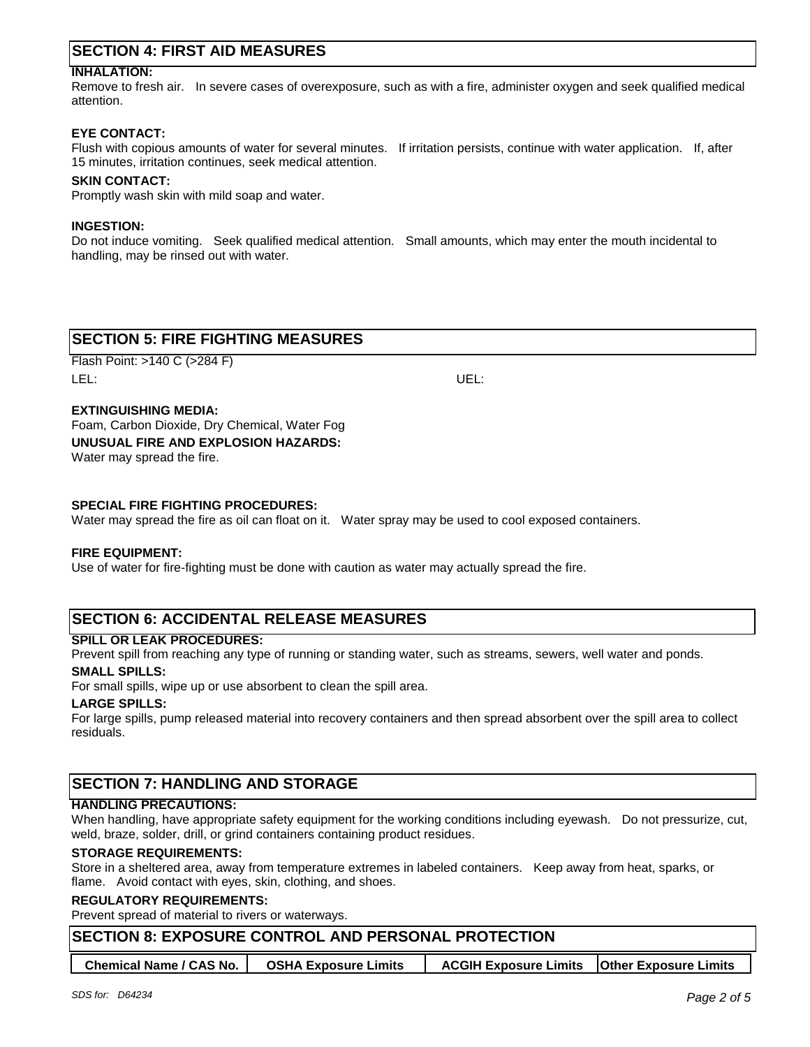## SECTION 4: FIRST AID MEASURES

**INHALATION:**

Remove to fresh air. In severe cases of overexposure, such as with a fire, administer oxygen and seek qualified medical attention.

**EYE CONTACT:**

Flush with copious amounts of water for several minutes. If irritation persists, continue with water application. If, after 15 minutes, irritation continues, seek medical attention.

**SKIN CONTACT:**

Promptly wash skin with mild soap and water.

**INGESTION:**

Do not induce vomiting. Seek qualified medical attention. Small amounts, which may enter the mouth incidental to handling, may be rinsed out with water.

## SECTION 5: FIRE FIGHTING MEASURES

Flash Point: >140 C (>284 F)

LEL: UEL:

**EXTINGUISHING MEDIA:**

Foam, Carbon Dioxide, Dry Chemical, Water Fog

**UNUSUAL FIRE AND EXPLOSION HAZARDS:**

Water may spread the fire.

**SPECIAL FIRE FIGHTING PROCEDURES:**

Water may spread the fire as oil can float on it. Water spray may be used to cool exposed containers.

**FIRE EQUIPMENT:**

Use of water for fire-fighting must be done with caution as water may actually spread the fire.

## SECTION 6: ACCIDENTAL RELEASE MEASURES

**SPILL OR LEAK PROCEDURES:**

Prevent spill from reaching any type of running or standing water, such as streams, sewers, well water and ponds.

**SMALL SPILLS:**

For small spills, wipe up or use absorbent to clean the spill area.

**LARGE SPILLS:**

For large spills, pump released material into recovery containers and then spread absorbent over the spill area to collect residuals.

## SECTION 7: HANDLING AND STORAGE

**HANDLING PRECAUTIONS:**

When handling, have appropriate safety equipment for the working conditions including eyewash. Do not pressurize, cut, weld, braze, solder, drill, or grind containers containing product residues.

**STORAGE REQUIREMENTS:**

Store in a sheltered area, away from temperature extremes in labeled containers. Keep away from heat, sparks, or flame. Avoid contact with eyes, skin, clothing, and shoes.

**REGULATORY REQUIREMENTS:**

Prevent spread of material to rivers or waterways.

## SECTION 8: EXPOSURE CONTROL AND PERSONAL PROTECTION

| Chemical Name / CAS No. | OSHA Exposure Limits | ACGIH Exposure Limits | Other Exposure Limits |
|---|---|---|---|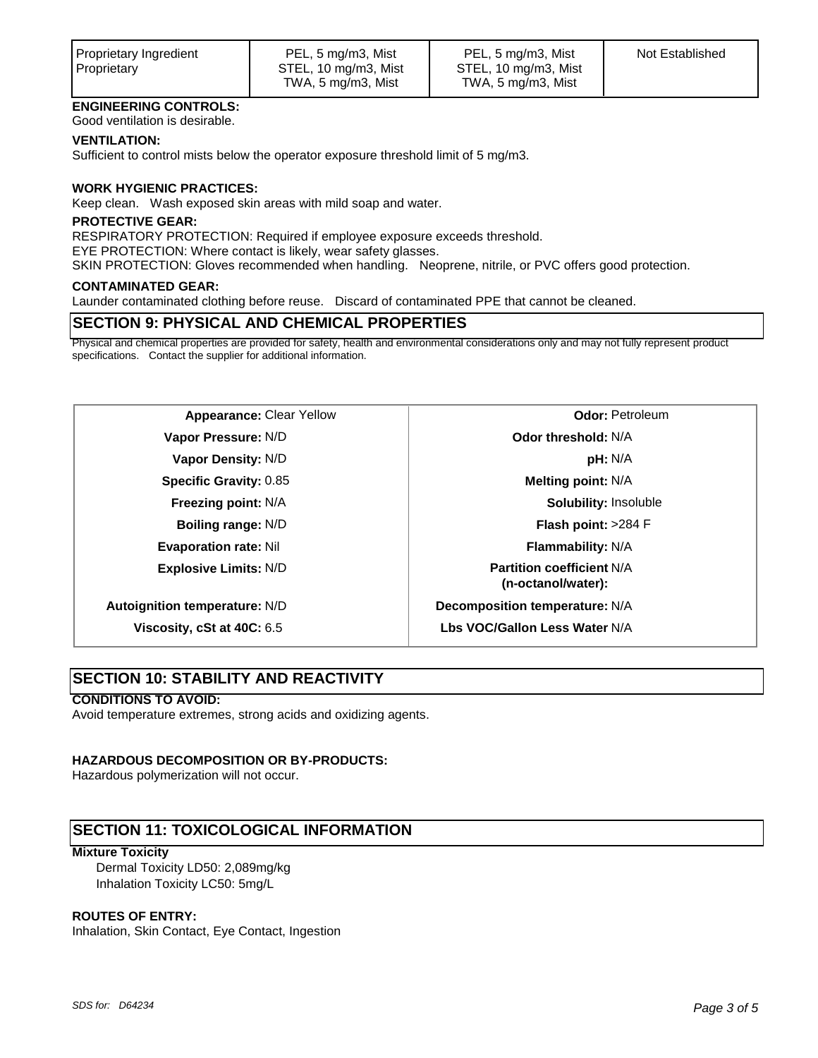| | | | |
|---|---|---|---|
| Proprietary Ingredient<br>Proprietary | PEL, 5 mg/m3, Mist<br>STEL, 10 mg/m3, Mist<br>TWA, 5 mg/m3, Mist | PEL, 5 mg/m3, Mist<br>STEL, 10 mg/m3, Mist<br>TWA, 5 mg/m3, Mist | Not Established |

**ENGINEERING CONTROLS:**
Good ventilation is desirable.

**VENTILATION:**
Sufficient to control mists below the operator exposure threshold limit of 5 mg/m3.

**WORK HYGIENIC PRACTICES:**
Keep clean. Wash exposed skin areas with mild soap and water.

**PROTECTIVE GEAR:**
RESPIRATORY PROTECTION: Required if employee exposure exceeds threshold.
EYE PROTECTION: Where contact is likely, wear safety glasses.
SKIN PROTECTION: Gloves recommended when handling. Neoprene, nitrile, or PVC offers good protection.

**CONTAMINATED GEAR:**
Launder contaminated clothing before reuse. Discard of contaminated PPE that cannot be cleaned.

## SECTION 9: PHYSICAL AND CHEMICAL PROPERTIES

Physical and chemical properties are provided for safety, health and environmental considerations only and may not fully represent product specifications. Contact the supplier for additional information.

| | |
|---|---|
| **Appearance:** Clear Yellow | **Odor:** Petroleum |
| **Vapor Pressure:** N/D | **Odor threshold:** N/A |
| **Vapor Density:** N/D | **pH:** N/A |
| **Specific Gravity:** 0.85 | **Melting point:** N/A |
| **Freezing point:** N/A | **Solubility:** Insoluble |
| **Boiling range:** N/D | **Flash point:** >284 F |
| **Evaporation rate:** Nil | **Flammability:** N/A |
| **Explosive Limits:** N/D | **Partition coefficient (n-octanol/water):** N/A |
| **Autoignition temperature:** N/D | **Decomposition temperature:** N/A |
| **Viscosity, cSt at 40C:** 6.5 | **Lbs VOC/Gallon Less Water** N/A |

## SECTION 10: STABILITY AND REACTIVITY

**CONDITIONS TO AVOID:**
Avoid temperature extremes, strong acids and oxidizing agents.

**HAZARDOUS DECOMPOSITION OR BY-PRODUCTS:**
Hazardous polymerization will not occur.

## SECTION 11: TOXICOLOGICAL INFORMATION

**Mixture Toxicity**
Dermal Toxicity LD50: 2,089mg/kg
Inhalation Toxicity LC50: 5mg/L

**ROUTES OF ENTRY:**
Inhalation, Skin Contact, Eye Contact, Ingestion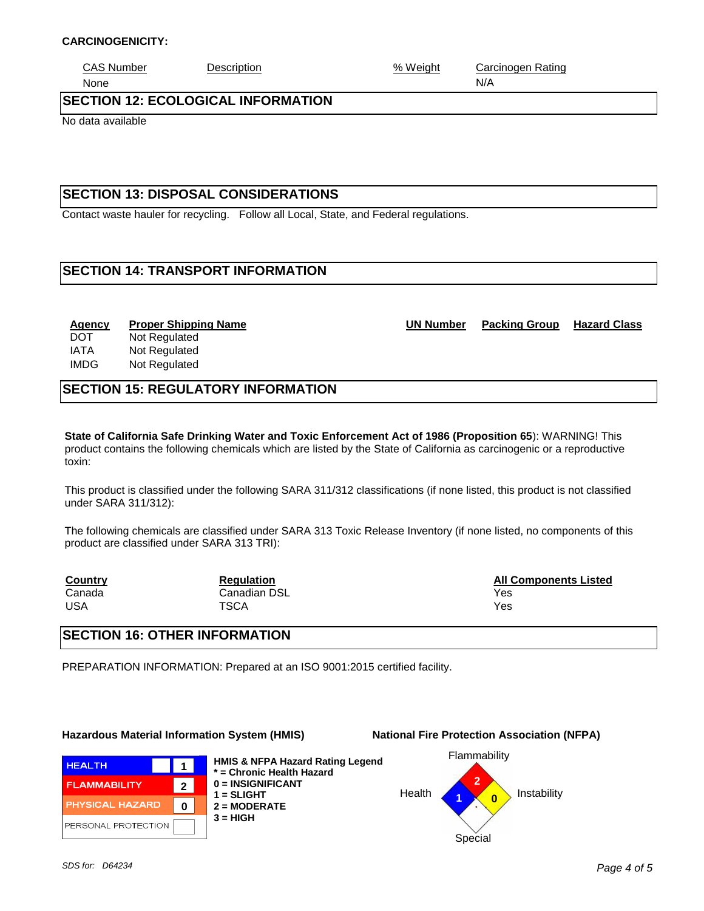**CARCINOGENICITY:**

| CAS Number | Description | % Weight | Carcinogen Rating |
|---|---|---|---|
| None | | | N/A |

## SECTION 12: ECOLOGICAL INFORMATION

No data available

## SECTION 13: DISPOSAL CONSIDERATIONS

Contact waste hauler for recycling.   Follow all Local, State, and Federal regulations.

## SECTION 14: TRANSPORT INFORMATION

| Agency | Proper Shipping Name | UN Number | Packing Group | Hazard Class |
|---|---|---|---|---|
| DOT | Not Regulated | | | |
| IATA | Not Regulated | | | |
| IMDG | Not Regulated | | | |

## SECTION 15: REGULATORY INFORMATION

**State of California Safe Drinking Water and Toxic Enforcement Act of 1986 (Proposition 65)**: WARNING! This product contains the following chemicals which are listed by the State of California as carcinogenic or a reproductive toxin:

This product is classified under the following SARA 311/312 classifications (if none listed, this product is not classified under SARA 311/312):

The following chemicals are classified under SARA 313 Toxic Release Inventory (if none listed, no components of this product are classified under SARA 313 TRI):

| Country | Regulation | All Components Listed |
|---|---|---|
| Canada | Canadian DSL | Yes |
| USA | TSCA | Yes |

## SECTION 16: OTHER INFORMATION

PREPARATION INFORMATION: Prepared at an ISO 9001:2015 certified facility.

**Hazardous Material Information System (HMIS)**

| | |
|---|---|
| HEALTH | 1 |
| FLAMMABILITY | 2 |
| PHYSICAL HAZARD | 0 |
| PERSONAL PROTECTION | |

**HMIS & NFPA Hazard Rating Legend**
**\* = Chronic Health Hazard**
**0 = INSIGNIFICANT**
**1 = SLIGHT**
**2 = MODERATE**
**3 = HIGH**

**National Fire Protection Association (NFPA)**

Flammability 2
Health 1
Instability 0
Special

SDS for: D64234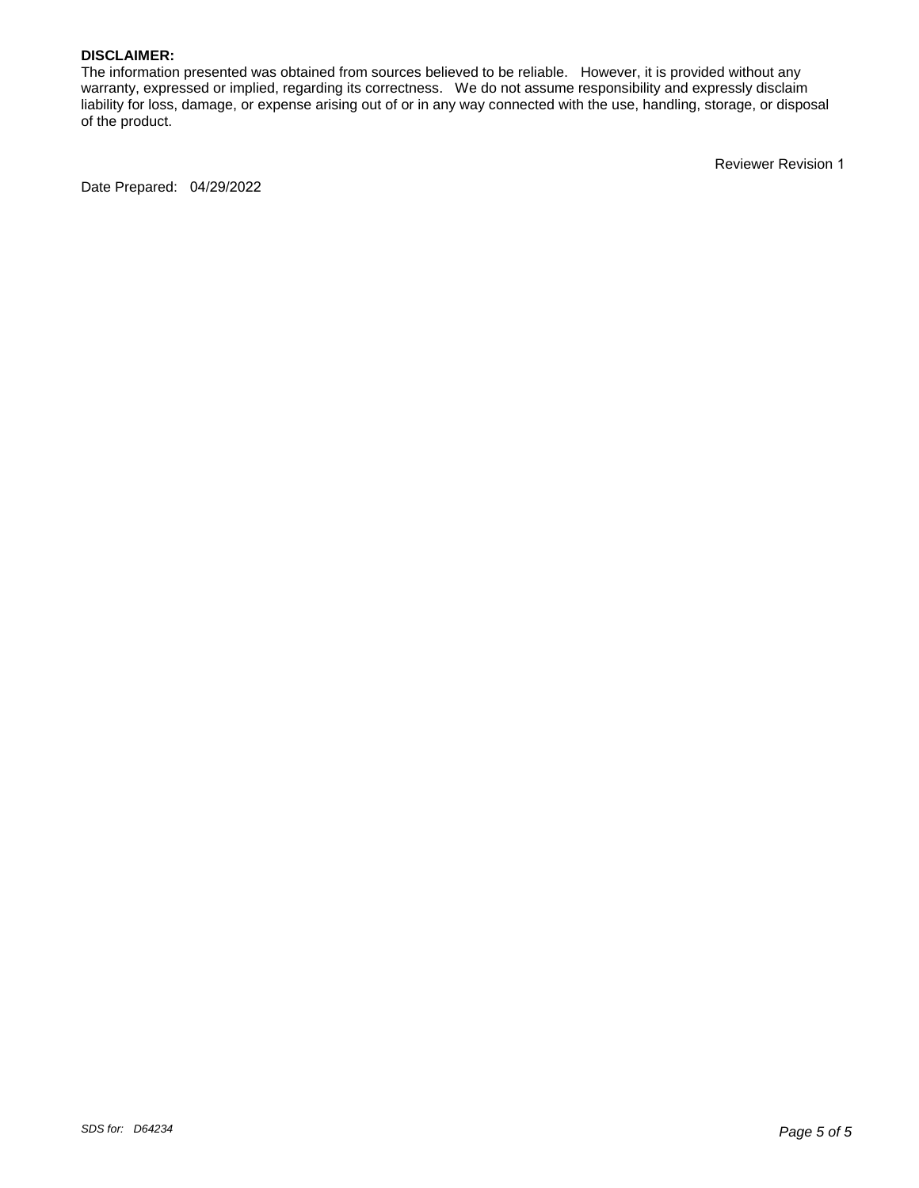**DISCLAIMER:**

The information presented was obtained from sources believed to be reliable. However, it is provided without any warranty, expressed or implied, regarding its correctness. We do not assume responsibility and expressly disclaim liability for loss, damage, or expense arising out of or in any way connected with the use, handling, storage, or disposal of the product.

Reviewer Revision 1

Date Prepared: 04/29/2022